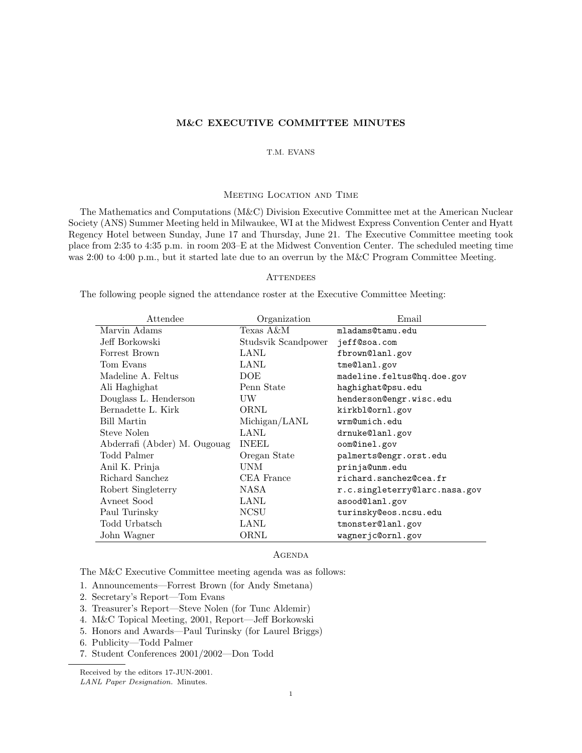# M&C EXECUTIVE COMMITTEE MINUTES

T.M. EVANS

## Meeting Location and Time

The Mathematics and Computations (M&C) Division Executive Committee met at the American Nuclear Society (ANS) Summer Meeting held in Milwaukee, WI at the Midwest Express Convention Center and Hyatt Regency Hotel between Sunday, June 17 and Thursday, June 21. The Executive Committee meeting took place from 2:35 to 4:35 p.m. in room 203–E at the Midwest Convention Center. The scheduled meeting time was 2:00 to 4:00 p.m., but it started late due to an overrun by the M&C Program Committee Meeting.

## Attendees

The following people signed the attendance roster at the Executive Committee Meeting:

| Attendee | Organization | Email |
|---|---|---|
| Marvin Adams | Texas A&M | mladams@tamu.edu |
| Jeff Borkowski | Studsvik Scandpower | jeff@soa.com |
| Forrest Brown | LANL | fbrown@lanl.gov |
| Tom Evans | LANL | tme@lanl.gov |
| Madeline A. Feltus | DOE | madeline.feltus@hq.doe.gov |
| Ali Haghighat | Penn State | haghighat@psu.edu |
| Douglass L. Henderson | UW | henderson@engr.wisc.edu |
| Bernadette L. Kirk | ORNL | kirkbl@ornl.gov |
| Bill Martin | Michigan/LANL | wrm@umich.edu |
| Steve Nolen | LANL | drnuke@lanl.gov |
| Abderrafi (Abder) M. Ougouag | INEEL | oom@inel.gov |
| Todd Palmer | Oregan State | palmerts@engr.orst.edu |
| Anil K. Prinja | UNM | prinja@unm.edu |
| Richard Sanchez | CEA France | richard.sanchez@cea.fr |
| Robert Singleterry | NASA | r.c.singleterry@larc.nasa.gov |
| Avneet Sood | LANL | asood@lanl.gov |
| Paul Turinsky | NCSU | turinsky@eos.ncsu.edu |
| Todd Urbatsch | LANL | tmonster@lanl.gov |
| John Wagner | ORNL | wagnerjc@ornl.gov |

## Agenda

The M&C Executive Committee meeting agenda was as follows:

1. Announcements—Forrest Brown (for Andy Smetana)
2. Secretary's Report—Tom Evans
3. Treasurer's Report—Steve Nolen (for Tunc Aldemir)
4. M&C Topical Meeting, 2001, Report—Jeff Borkowski
5. Honors and Awards—Paul Turinsky (for Laurel Briggs)
6. Publicity—Todd Palmer
7. Student Conferences 2001/2002—Don Todd

Received by the editors 17-JUN-2001.

*LANL Paper Designation.* Minutes.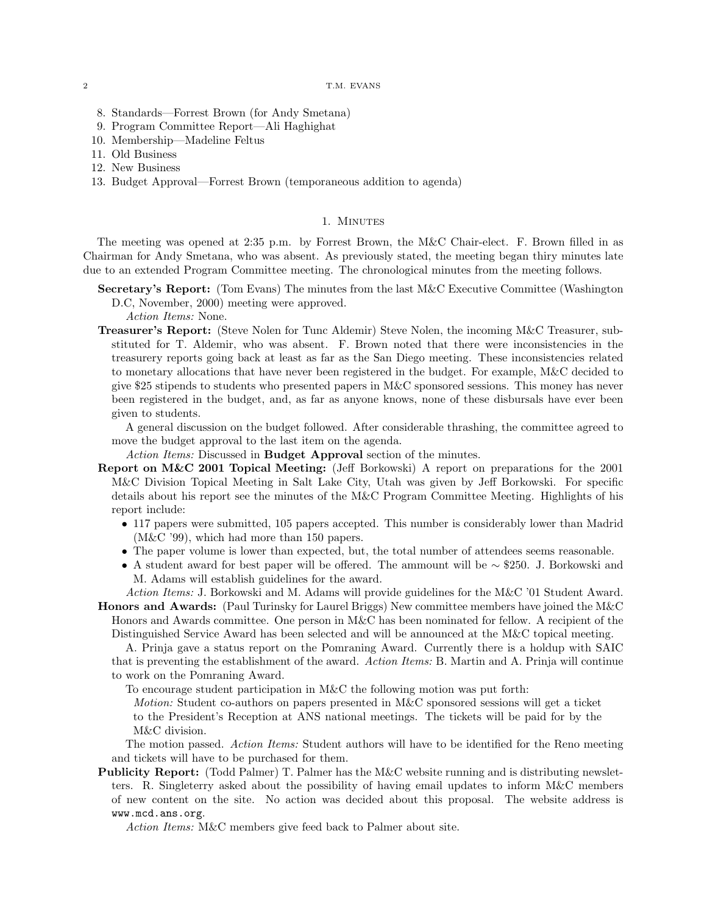8. Standards—Forrest Brown (for Andy Smetana)
9. Program Committee Report—Ali Haghighat
10. Membership—Madeline Feltus
11. Old Business
12. New Business
13. Budget Approval—Forrest Brown (temporaneous addition to agenda)

## 1. Minutes

The meeting was opened at 2:35 p.m. by Forrest Brown, the M&C Chair-elect. F. Brown filled in as Chairman for Andy Smetana, who was absent. As previously stated, the meeting began thiry minutes late due to an extended Program Committee meeting. The chronological minutes from the meeting follows.

**Secretary's Report:** (Tom Evans) The minutes from the last M&C Executive Committee (Washington D.C, November, 2000) meeting were approved.

*Action Items:* None.

**Treasurer's Report:** (Steve Nolen for Tunc Aldemir) Steve Nolen, the incoming M&C Treasurer, substituted for T. Aldemir, who was absent. F. Brown noted that there were inconsistencies in the treasurery reports going back at least as far as the San Diego meeting. These inconsistencies related to monetary allocations that have never been registered in the budget. For example, M&C decided to give $25 stipends to students who presented papers in M&C sponsored sessions. This money has never been registered in the budget, and, as far as anyone knows, none of these disbursals have ever been given to students.

A general discussion on the budget followed. After considerable thrashing, the committee agreed to move the budget approval to the last item on the agenda.

*Action Items:* Discussed in **Budget Approval** section of the minutes.

**Report on M&C 2001 Topical Meeting:** (Jeff Borkowski) A report on preparations for the 2001 M&C Division Topical Meeting in Salt Lake City, Utah was given by Jeff Borkowski. For specific details about his report see the minutes of the M&C Program Committee Meeting. Highlights of his report include:

- 117 papers were submitted, 105 papers accepted. This number is considerably lower than Madrid (M&C '99), which had more than 150 papers.
- The paper volume is lower than expected, but, the total number of attendees seems reasonable.
- A student award for best paper will be offered. The ammount will be $\sim$ $250. J. Borkowski and M. Adams will establish guidelines for the award.

*Action Items:* J. Borkowski and M. Adams will provide guidelines for the M&C '01 Student Award.

**Honors and Awards:** (Paul Turinsky for Laurel Briggs) New committee members have joined the M&C Honors and Awards committee. One person in M&C has been nominated for fellow. A recipient of the Distinguished Service Award has been selected and will be announced at the M&C topical meeting.

A. Prinja gave a status report on the Pomraning Award. Currently there is a holdup with SAIC that is preventing the establishment of the award. *Action Items:* B. Martin and A. Prinja will continue to work on the Pomraning Award.

To encourage student participation in M&C the following motion was put forth:

> *Motion:* Student co-authors on papers presented in M&C sponsored sessions will get a ticket to the President's Reception at ANS national meetings. The tickets will be paid for by the M&C division.

The motion passed. *Action Items:* Student authors will have to be identified for the Reno meeting and tickets will have to be purchased for them.

**Publicity Report:** (Todd Palmer) T. Palmer has the M&C website running and is distributing newsletters. R. Singleterry asked about the possibility of having email updates to inform M&C members of new content on the site. No action was decided about this proposal. The website address is `www.mcd.ans.org`.

*Action Items:* M&C members give feed back to Palmer about site.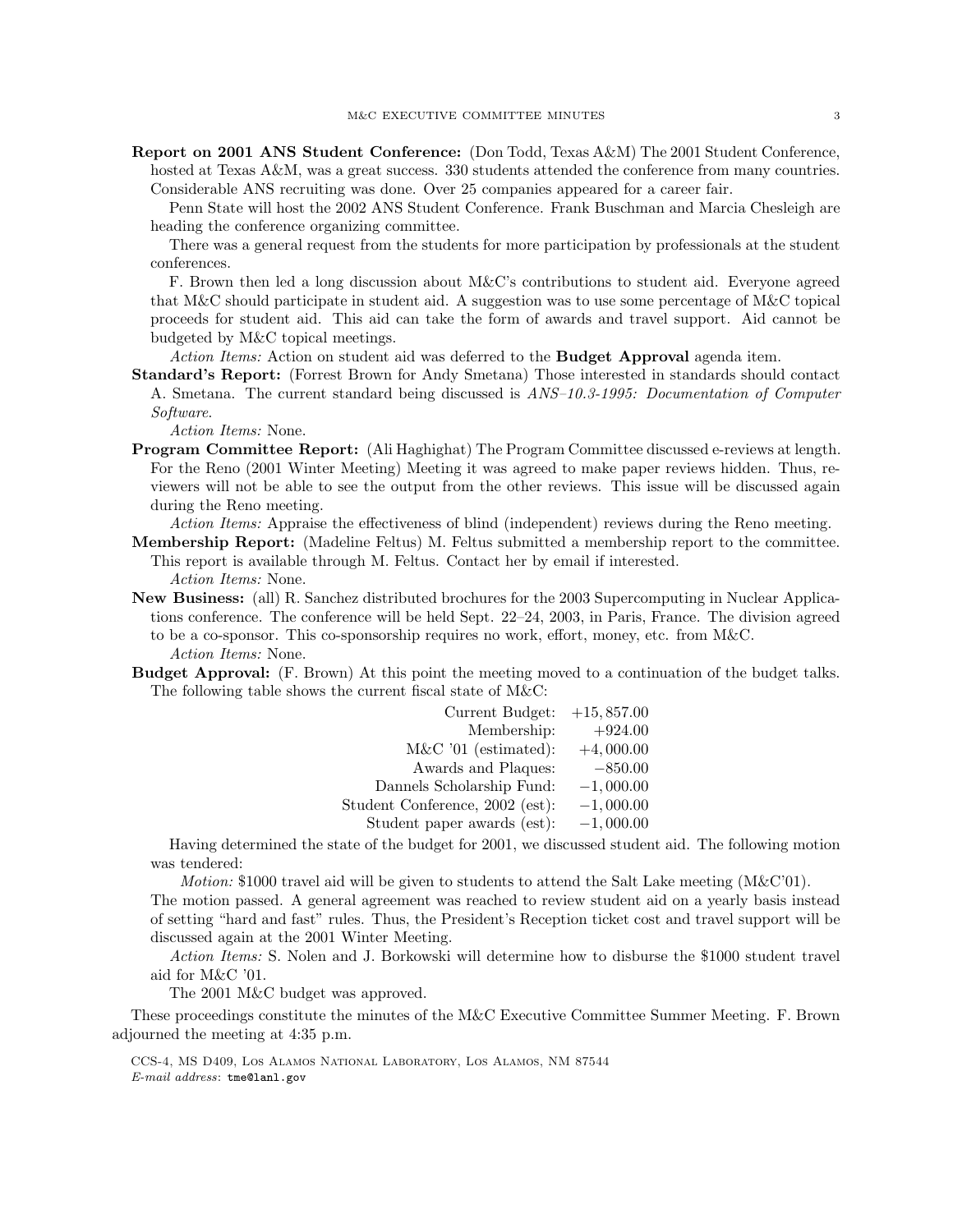**Report on 2001 ANS Student Conference:** (Don Todd, Texas A&M) The 2001 Student Conference, hosted at Texas A&M, was a great success. 330 students attended the conference from many countries. Considerable ANS recruiting was done. Over 25 companies appeared for a career fair.

Penn State will host the 2002 ANS Student Conference. Frank Buschman and Marcia Chesleigh are heading the conference organizing committee.

There was a general request from the students for more participation by professionals at the student conferences.

F. Brown then led a long discussion about M&C's contributions to student aid. Everyone agreed that M&C should participate in student aid. A suggestion was to use some percentage of M&C topical proceeds for student aid. This aid can take the form of awards and travel support. Aid cannot be budgeted by M&C topical meetings.

*Action Items:* Action on student aid was deferred to the **Budget Approval** agenda item.

**Standard's Report:** (Forrest Brown for Andy Smetana) Those interested in standards should contact A. Smetana. The current standard being discussed is *ANS–10.3-1995: Documentation of Computer Software*.

*Action Items:* None.

**Program Committee Report:** (Ali Haghighat) The Program Committee discussed e-reviews at length. For the Reno (2001 Winter Meeting) Meeting it was agreed to make paper reviews hidden. Thus, reviewers will not be able to see the output from the other reviews. This issue will be discussed again during the Reno meeting.

*Action Items:* Appraise the effectiveness of blind (independent) reviews during the Reno meeting.

**Membership Report:** (Madeline Feltus) M. Feltus submitted a membership report to the committee. This report is available through M. Feltus. Contact her by email if interested.

*Action Items:* None.

**New Business:** (all) R. Sanchez distributed brochures for the 2003 Supercomputing in Nuclear Applications conference. The conference will be held Sept. 22–24, 2003, in Paris, France. The division agreed to be a co-sponsor. This co-sponsorship requires no work, effort, money, etc. from M&C.

*Action Items:* None.

**Budget Approval:** (F. Brown) At this point the meeting moved to a continuation of the budget talks. The following table shows the current fiscal state of M&C:

| | |
|---|---|
| Current Budget: | +15,857.00 |
| Membership: | +924.00 |
| M&C '01 (estimated): | +4,000.00 |
| Awards and Plaques: | −850.00 |
| Dannels Scholarship Fund: | −1,000.00 |
| Student Conference, 2002 (est): | −1,000.00 |
| Student paper awards (est): | −1,000.00 |

Having determined the state of the budget for 2001, we discussed student aid. The following motion was tendered:

*Motion:* $1000 travel aid will be given to students to attend the Salt Lake meeting (M&C'01).

The motion passed. A general agreement was reached to review student aid on a yearly basis instead of setting "hard and fast" rules. Thus, the President's Reception ticket cost and travel support will be discussed again at the 2001 Winter Meeting.

*Action Items:* S. Nolen and J. Borkowski will determine how to disburse the $1000 student travel aid for M&C '01.

The 2001 M&C budget was approved.

These proceedings constitute the minutes of the M&C Executive Committee Summer Meeting. F. Brown adjourned the meeting at 4:35 p.m.

CCS-4, MS D409, Los Alamos National Laboratory, Los Alamos, NM 87544

*E-mail address*: tme@lanl.gov